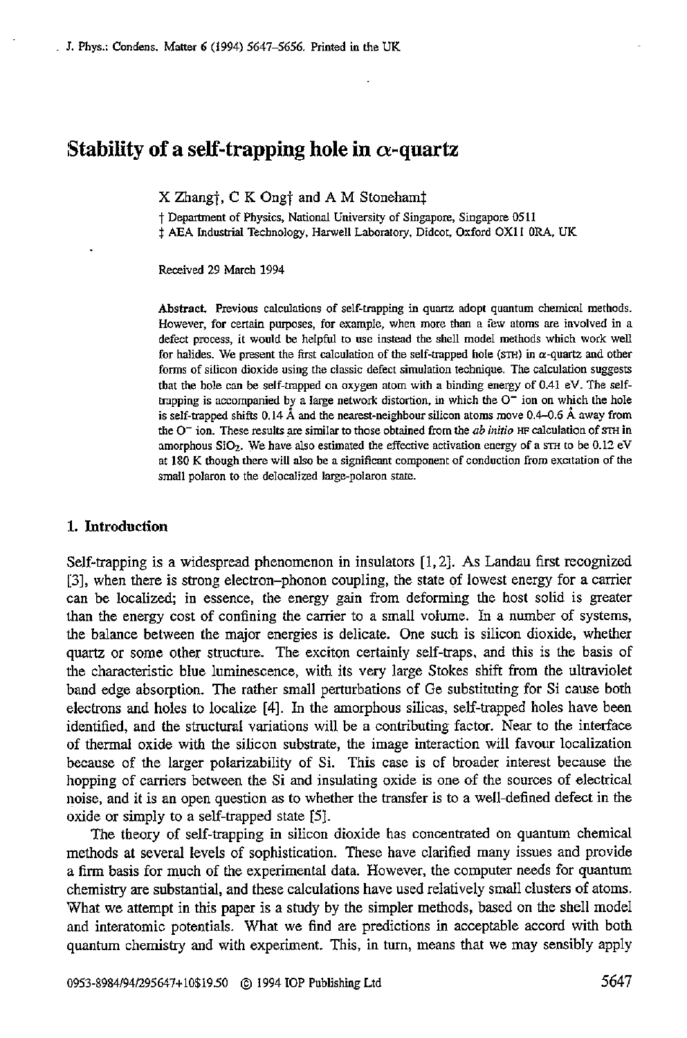# Stability of a self-trapping hole in $\alpha$-quartz

X Zhang†, C K Ong† and A M Stoneham‡

† Department of Physics, National University of Singapore, Singapore 0511

‡ AEA Industrial Technology, Harwell Laboratory, Didcot, Oxford OX11 0RA, UK

Received 29 March 1994

**Abstract.** Previous calculations of self-trapping in quartz adopt quantum chemical methods. However, for certain purposes, for example, when more than a few atoms are involved in a defect process, it would be helpful to use instead the shell model methods which work well for halides. We present the first calculation of the self-trapped hole (STH) in $\alpha$-quartz and other forms of silicon dioxide using the classic defect simulation technique. The calculation suggests that the hole can be self-trapped on oxygen atom with a binding energy of 0.41 eV. The self-trapping is accompanied by a large network distortion, in which the $O^-$ ion on which the hole is self-trapped shifts 0.14 Å and the nearest-neighbour silicon atoms move 0.4–0.6 Å away from the $O^-$ ion. These results are similar to those obtained from the *ab initio* HF calculation of STH in amorphous $SiO_2$. We have also estimated the effective activation energy of a STH to be 0.12 eV at 180 K though there will also be a significant component of conduction from excitation of the small polaron to the delocalized large-polaron state.

## 1. Introduction

Self-trapping is a widespread phenomenon in insulators [1, 2]. As Landau first recognized [3], when there is strong electron–phonon coupling, the state of lowest energy for a carrier can be localized; in essence, the energy gain from deforming the host solid is greater than the energy cost of confining the carrier to a small volume. In a number of systems, the balance between the major energies is delicate. One such is silicon dioxide, whether quartz or some other structure. The exciton certainly self-traps, and this is the basis of the characteristic blue luminescence, with its very large Stokes shift from the ultraviolet band edge absorption. The rather small perturbations of Ge substituting for Si cause both electrons and holes to localize [4]. In the amorphous silicas, self-trapped holes have been identified, and the structural variations will be a contributing factor. Near to the interface of thermal oxide with the silicon substrate, the image interaction will favour localization because of the larger polarizability of Si. This case is of broader interest because the hopping of carriers between the Si and insulating oxide is one of the sources of electrical noise, and it is an open question as to whether the transfer is to a well-defined defect in the oxide or simply to a self-trapped state [5].

The theory of self-trapping in silicon dioxide has concentrated on quantum chemical methods at several levels of sophistication. These have clarified many issues and provide a firm basis for much of the experimental data. However, the computer needs for quantum chemistry are substantial, and these calculations have used relatively small clusters of atoms. What we attempt in this paper is a study by the simpler methods, based on the shell model and interatomic potentials. What we find are predictions in acceptable accord with both quantum chemistry and with experiment. This, in turn, means that we may sensibly apply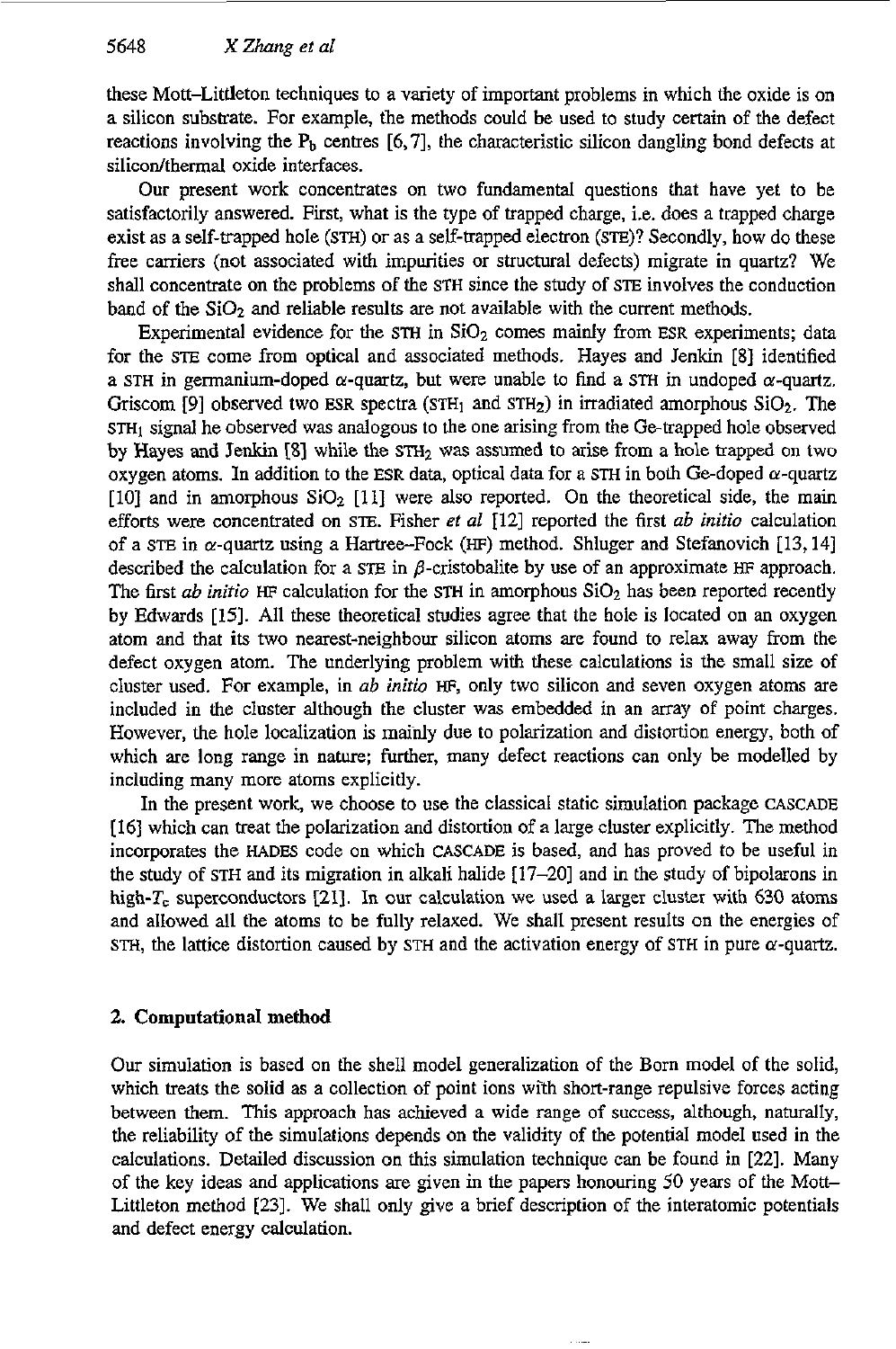these Mott–Littleton techniques to a variety of important problems in which the oxide is on a silicon substrate. For example, the methods could be used to study certain of the defect reactions involving the $P_b$ centres [6, 7], the characteristic silicon dangling bond defects at silicon/thermal oxide interfaces.

Our present work concentrates on two fundamental questions that have yet to be satisfactorily answered. First, what is the type of trapped charge, i.e. does a trapped charge exist as a self-trapped hole (STH) or as a self-trapped electron (STE)? Secondly, how do these free carriers (not associated with impurities or structural defects) migrate in quartz? We shall concentrate on the problems of the STH since the study of STE involves the conduction band of the $SiO_2$ and reliable results are not available with the current methods.

Experimental evidence for the STH in $SiO_2$ comes mainly from ESR experiments; data for the STE come from optical and associated methods. Hayes and Jenkin [8] identified a STH in germanium-doped $\alpha$-quartz, but were unable to find a STH in undoped $\alpha$-quartz. Griscom [9] observed two ESR spectra ($STH_1$ and $STH_2$) in irradiated amorphous $SiO_2$. The $STH_1$ signal he observed was analogous to the one arising from the Ge-trapped hole observed by Hayes and Jenkin [8] while the $STH_2$ was assumed to arise from a hole trapped on two oxygen atoms. In addition to the ESR data, optical data for a STH in both Ge-doped $\alpha$-quartz [10] and in amorphous $SiO_2$ [11] were also reported. On the theoretical side, the main efforts were concentrated on STE. Fisher *et al* [12] reported the first *ab initio* calculation of a STE in $\alpha$-quartz using a Hartree–Fock (HF) method. Shluger and Stefanovich [13, 14] described the calculation for a STE in $\beta$-cristobalite by use of an approximate HF approach. The first *ab initio* HF calculation for the STH in amorphous $SiO_2$ has been reported recently by Edwards [15]. All these theoretical studies agree that the hole is located on an oxygen atom and that its two nearest-neighbour silicon atoms are found to relax away from the defect oxygen atom. The underlying problem with these calculations is the small size of cluster used. For example, in *ab initio* HF, only two silicon and seven oxygen atoms are included in the cluster although the cluster was embedded in an array of point charges. However, the hole localization is mainly due to polarization and distortion energy, both of which are long range in nature; further, many defect reactions can only be modelled by including many more atoms explicitly.

In the present work, we choose to use the classical static simulation package CASCADE [16] which can treat the polarization and distortion of a large cluster explicitly. The method incorporates the HADES code on which CASCADE is based, and has proved to be useful in the study of STH and its migration in alkali halide [17–20] and in the study of bipolarons in high-$T_c$ superconductors [21]. In our calculation we used a larger cluster with 630 atoms and allowed all the atoms to be fully relaxed. We shall present results on the energies of STH, the lattice distortion caused by STH and the activation energy of STH in pure $\alpha$-quartz.

## 2. Computational method

Our simulation is based on the shell model generalization of the Born model of the solid, which treats the solid as a collection of point ions with short-range repulsive forces acting between them. This approach has achieved a wide range of success, although, naturally, the reliability of the simulations depends on the validity of the potential model used in the calculations. Detailed discussion on this simulation technique can be found in [22]. Many of the key ideas and applications are given in the papers honouring 50 years of the Mott–Littleton method [23]. We shall only give a brief description of the interatomic potentials and defect energy calculation.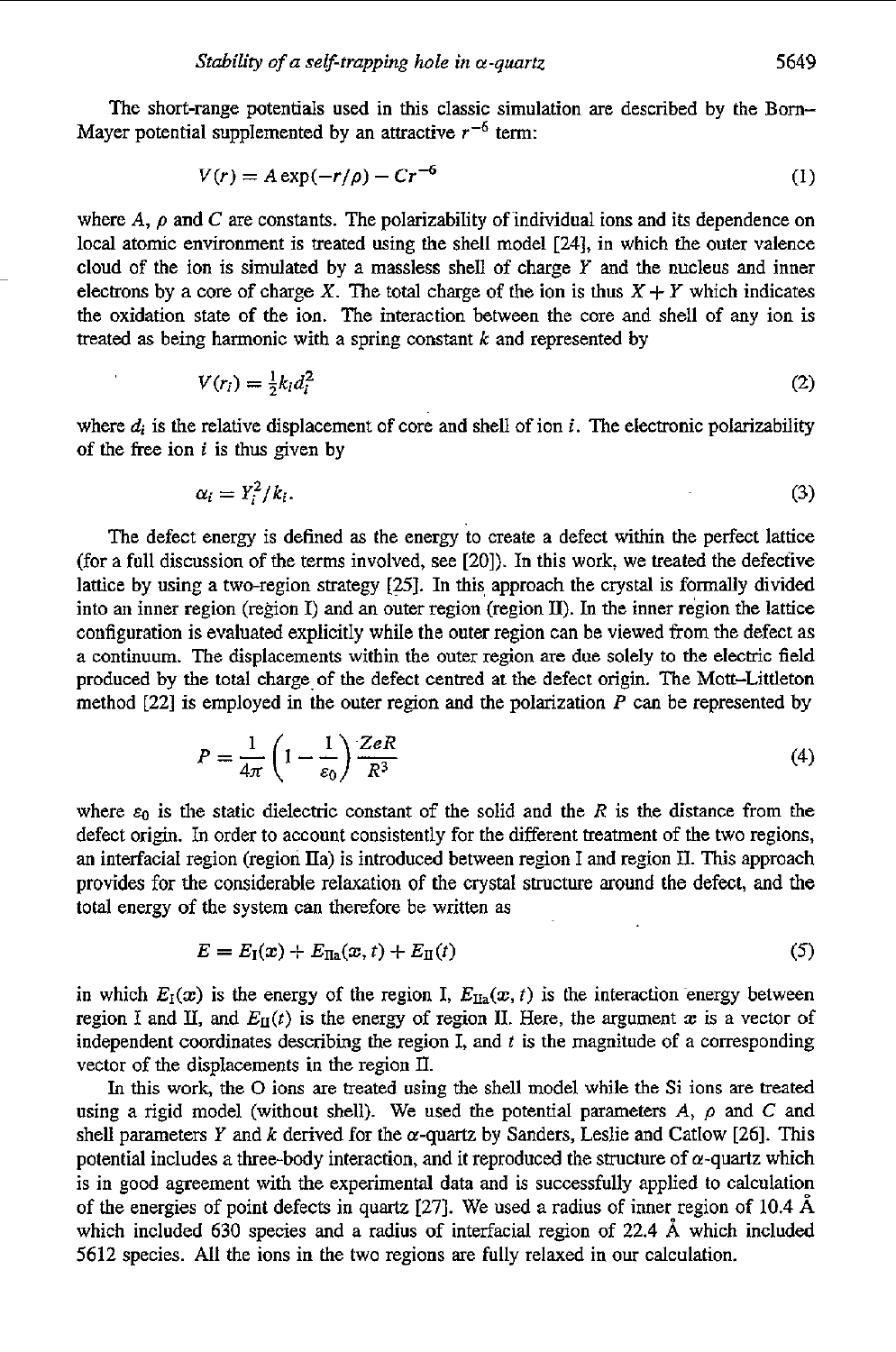The short-range potentials used in this classic simulation are described by the Born–Mayer potential supplemented by an attractive $r^{-6}$ term:

$$V(r) = A\exp(-r/\rho) - Cr^{-6} \tag{1}$$

where $A$, $\rho$ and $C$ are constants. The polarizability of individual ions and its dependence on local atomic environment is treated using the shell model [24], in which the outer valence cloud of the ion is simulated by a massless shell of charge $Y$ and the nucleus and inner electrons by a core of charge $X$. The total charge of the ion is thus $X + Y$ which indicates the oxidation state of the ion. The interaction between the core and shell of any ion is treated as being harmonic with a spring constant $k$ and represented by

$$V(r_i) = \tfrac{1}{2}k_i d_i^2 \tag{2}$$

where $d_i$ is the relative displacement of core and shell of ion $i$. The electronic polarizability of the free ion $i$ is thus given by

$$\alpha_i = Y_i^2/k_i. \tag{3}$$

The defect energy is defined as the energy to create a defect within the perfect lattice (for a full discussion of the terms involved, see [20]). In this work, we treated the defective lattice by using a two-region strategy [25]. In this approach the crystal is formally divided into an inner region (region I) and an outer region (region II). In the inner region the lattice configuration is evaluated explicitly while the outer region can be viewed from the defect as a continuum. The displacements within the outer region are due solely to the electric field produced by the total charge of the defect centred at the defect origin. The Mott–Littleton method [22] is employed in the outer region and the polarization $P$ can be represented by

$$P = \frac{1}{4\pi}\left(1 - \frac{1}{\varepsilon_0}\right)\frac{ZeR}{R^3} \tag{4}$$

where $\varepsilon_0$ is the static dielectric constant of the solid and the $R$ is the distance from the defect origin. In order to account consistently for the different treatment of the two regions, an interfacial region (region IIa) is introduced between region I and region II. This approach provides for the considerable relaxation of the crystal structure around the defect, and the total energy of the system can therefore be written as

$$E = E_{\mathrm{I}}(x) + E_{\mathrm{IIa}}(x, t) + E_{\mathrm{II}}(t) \tag{5}$$

in which $E_{\mathrm{I}}(x)$ is the energy of the region I, $E_{\mathrm{IIa}}(x, t)$ is the interaction energy between region I and II, and $E_{\mathrm{II}}(t)$ is the energy of region II. Here, the argument $x$ is a vector of independent coordinates describing the region I, and $t$ is the magnitude of a corresponding vector of the displacements in the region II.

In this work, the O ions are treated using the shell model while the Si ions are treated using a rigid model (without shell). We used the potential parameters $A$, $\rho$ and $C$ and shell parameters $Y$ and $k$ derived for the $\alpha$-quartz by Sanders, Leslie and Catlow [26]. This potential includes a three-body interaction, and it reproduced the structure of $\alpha$-quartz which is in good agreement with the experimental data and is successfully applied to calculation of the energies of point defects in quartz [27]. We used a radius of inner region of 10.4 Å which included 630 species and a radius of interfacial region of 22.4 Å which included 5612 species. All the ions in the two regions are fully relaxed in our calculation.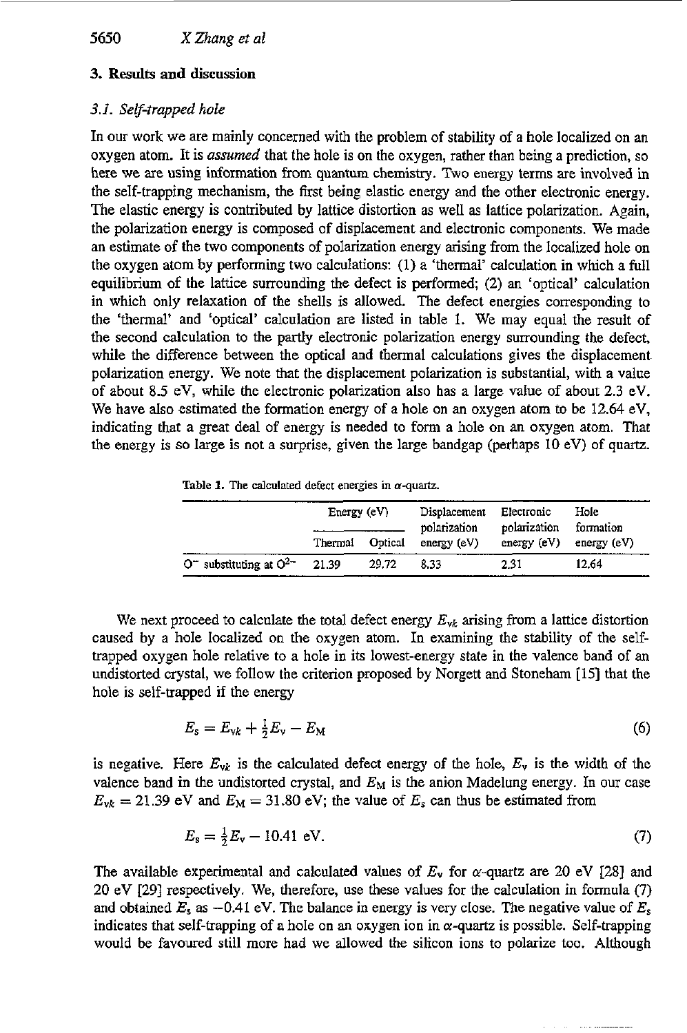## 3. Results and discussion

### 3.1. Self-trapped hole

In our work we are mainly concerned with the problem of stability of a hole localized on an oxygen atom. It is *assumed* that the hole is on the oxygen, rather than being a prediction, so here we are using information from quantum chemistry. Two energy terms are involved in the self-trapping mechanism, the first being elastic energy and the other electronic energy. The elastic energy is contributed by lattice distortion as well as lattice polarization. Again, the polarization energy is composed of displacement and electronic components. We made an estimate of the two components of polarization energy arising from the localized hole on the oxygen atom by performing two calculations: (1) a 'thermal' calculation in which a full equilibrium of the lattice surrounding the defect is performed; (2) an 'optical' calculation in which only relaxation of the shells is allowed. The defect energies corresponding to the 'thermal' and 'optical' calculation are listed in table 1. We may equal the result of the second calculation to the partly electronic polarization energy surrounding the defect, while the difference between the optical and thermal calculations gives the displacement polarization energy. We note that the displacement polarization is substantial, with a value of about 8.5 eV, while the electronic polarization also has a large value of about 2.3 eV. We have also estimated the formation energy of a hole on an oxygen atom to be 12.64 eV, indicating that a great deal of energy is needed to form a hole on an oxygen atom. That the energy is so large is not a surprise, given the large bandgap (perhaps 10 eV) of quartz.

**Table 1.** The calculated defect energies in $\alpha$-quartz.

| | Energy (eV) | | Displacement polarization energy (eV) | Electronic polarization energy (eV) | Hole formation energy (eV) |
|---|---|---|---|---|---|
| | Thermal | Optical | | | |
| $O^-$ substituting at $O^{2-}$ | 21.39 | 29.72 | 8.33 | 2.31 | 12.64 |

We next proceed to calculate the total defect energy $E_{vk}$ arising from a lattice distortion caused by a hole localized on the oxygen atom. In examining the stability of the self-trapped oxygen hole relative to a hole in its lowest-energy state in the valence band of an undistorted crystal, we follow the criterion proposed by Norgett and Stoneham [15] that the hole is self-trapped if the energy

$$E_s = E_{vk} + \tfrac{1}{2}E_v - E_M \tag{6}$$

is negative. Here $E_{vk}$ is the calculated defect energy of the hole, $E_v$ is the width of the valence band in the undistorted crystal, and $E_M$ is the anion Madelung energy. In our case $E_{vk} = 21.39$ eV and $E_M = 31.80$ eV; the value of $E_s$ can thus be estimated from

$$E_s = \tfrac{1}{2}E_v - 10.41 \text{ eV}. \tag{7}$$

The available experimental and calculated values of $E_v$ for $\alpha$-quartz are 20 eV [28] and 20 eV [29] respectively. We, therefore, use these values for the calculation in formula (7) and obtained $E_s$ as $-0.41$ eV. The balance in energy is very close. The negative value of $E_s$ indicates that self-trapping of a hole on an oxygen ion in $\alpha$-quartz is possible. Self-trapping would be favoured still more had we allowed the silicon ions to polarize too. Although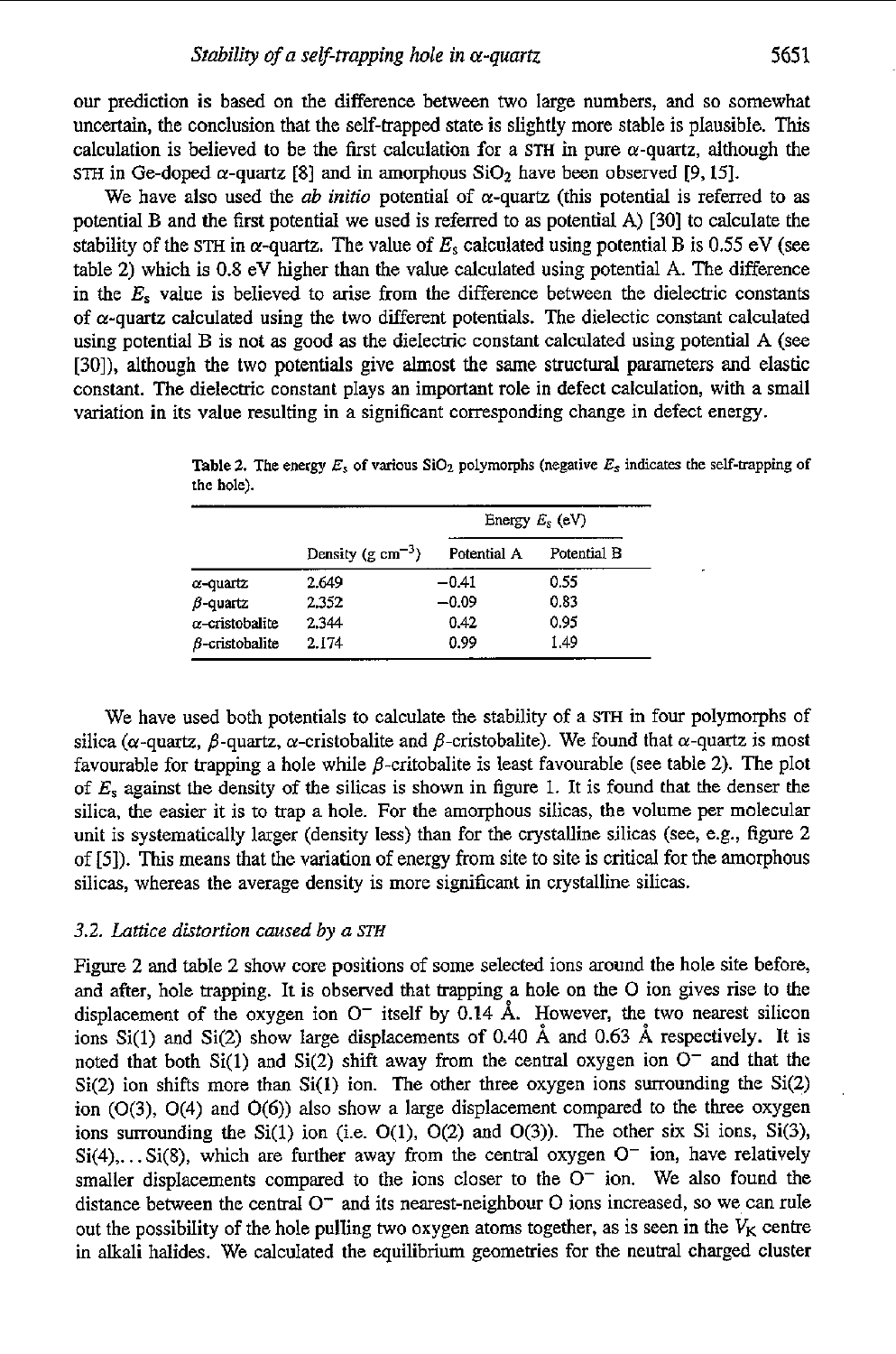our prediction is based on the difference between two large numbers, and so somewhat uncertain, the conclusion that the self-trapped state is slightly more stable is plausible. This calculation is believed to be the first calculation for a STH in pure $\alpha$-quartz, although the STH in Ge-doped $\alpha$-quartz [8] and in amorphous $SiO_2$ have been observed [9, 15].

We have also used the *ab initio* potential of $\alpha$-quartz (this potential is referred to as potential B and the first potential we used is referred to as potential A) [30] to calculate the stability of the STH in $\alpha$-quartz. The value of $E_s$ calculated using potential B is 0.55 eV (see table 2) which is 0.8 eV higher than the value calculated using potential A. The difference in the $E_s$ value is believed to arise from the difference between the dielectric constants of $\alpha$-quartz calculated using the two different potentials. The dielectric constant calculated using potential B is not as good as the dielectric constant calculated using potential A (see [30]), although the two potentials give almost the same structural parameters and elastic constant. The dielectric constant plays an important role in defect calculation, with a small variation in its value resulting in a significant corresponding change in defect energy.

**Table 2.** The energy $E_s$ of various $SiO_2$ polymorphs (negative $E_s$ indicates the self-trapping of the hole).

| | Density (g cm$^{-3}$) | Energy $E_s$ (eV) | |
|---|---|---|---|
| | | Potential A | Potential B |
| $\alpha$-quartz | 2.649 | −0.41 | 0.55 |
| $\beta$-quartz | 2.352 | −0.09 | 0.83 |
| $\alpha$-cristobalite | 2.344 | 0.42 | 0.95 |
| $\beta$-cristobalite | 2.174 | 0.99 | 1.49 |

We have used both potentials to calculate the stability of a STH in four polymorphs of silica ($\alpha$-quartz, $\beta$-quartz, $\alpha$-cristobalite and $\beta$-cristobalite). We found that $\alpha$-quartz is most favourable for trapping a hole while $\beta$-critobalite is least favourable (see table 2). The plot of $E_s$ against the density of the silicas is shown in figure 1. It is found that the denser the silica, the easier it is to trap a hole. For the amorphous silicas, the volume per molecular unit is systematically larger (density less) than for the crystalline silicas (see, e.g., figure 2 of [5]). This means that the variation of energy from site to site is critical for the amorphous silicas, whereas the average density is more significant in crystalline silicas.

### 3.2. Lattice distortion caused by a STH

Figure 2 and table 2 show core positions of some selected ions around the hole site before, and after, hole trapping. It is observed that trapping a hole on the O ion gives rise to the displacement of the oxygen ion $O^-$ itself by 0.14 Å. However, the two nearest silicon ions Si(1) and Si(2) show large displacements of 0.40 Å and 0.63 Å respectively. It is noted that both Si(1) and Si(2) shift away from the central oxygen ion $O^-$ and that the Si(2) ion shifts more than Si(1) ion. The other three oxygen ions surrounding the Si(2) ion (O(3), O(4) and O(6)) also show a large displacement compared to the three oxygen ions surrounding the Si(1) ion (i.e. O(1), O(2) and O(3)). The other six Si ions, Si(3), Si(4),... Si(8), which are further away from the central oxygen $O^-$ ion, have relatively smaller displacements compared to the ions closer to the $O^-$ ion. We also found the distance between the central $O^-$ and its nearest-neighbour O ions increased, so we can rule out the possibility of the hole pulling two oxygen atoms together, as is seen in the $V_K$ centre in alkali halides. We calculated the equilibrium geometries for the neutral charged cluster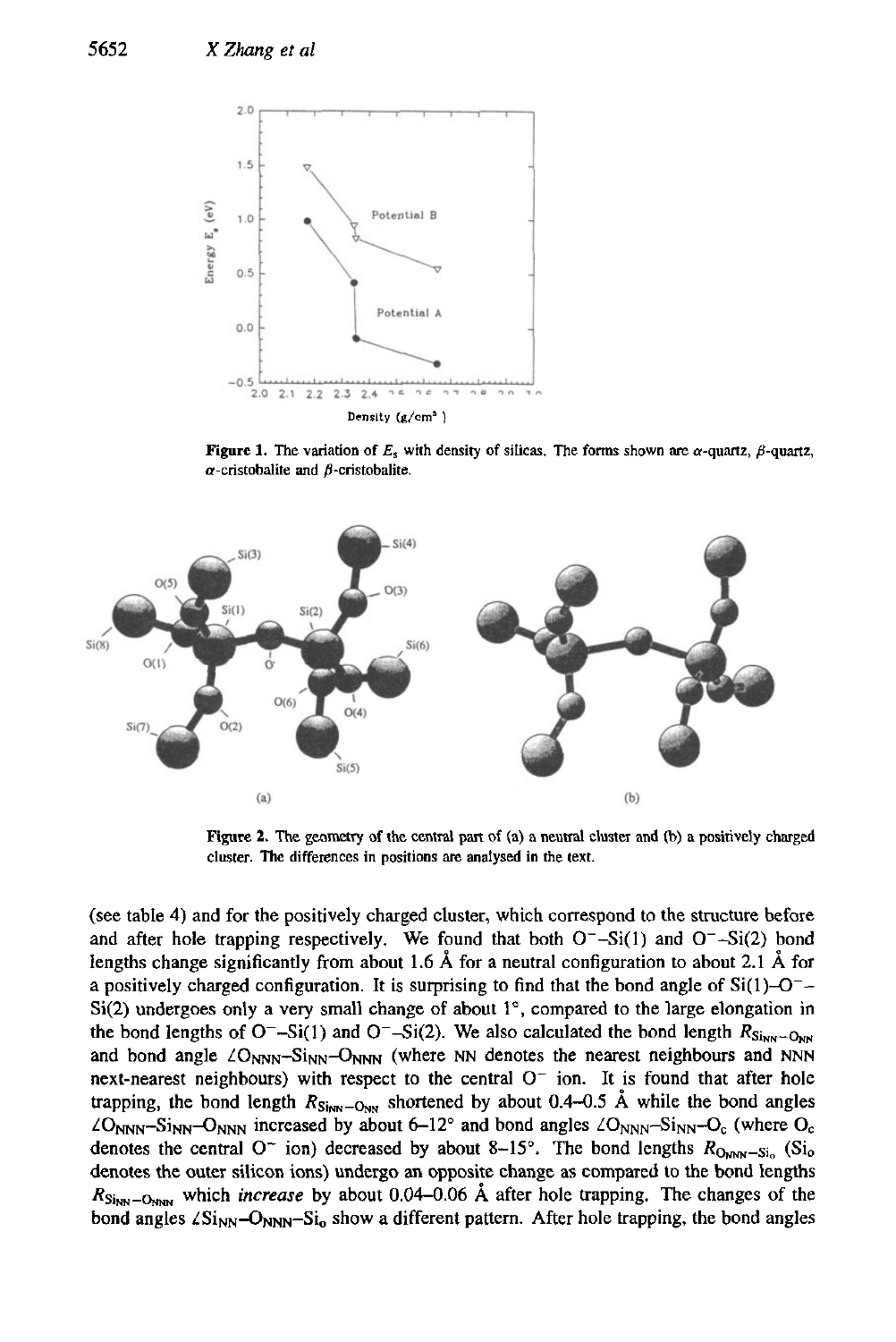**Figure 1.** The variation of $E_s$ with density of silicas. The forms shown are $\alpha$-quartz, $\beta$-quartz, $\alpha$-cristobalite and $\beta$-cristobalite.

**Figure 2.** The geometry of the central part of (a) a neutral cluster and (b) a positively charged cluster. The differences in positions are analysed in the text.

(see table 4) and for the positively charged cluster, which correspond to the structure before and after hole trapping respectively. We found that both $O^-$–Si(1) and $O^-$–Si(2) bond lengths change significantly from about 1.6 Å for a neutral configuration to about 2.1 Å for a positively charged configuration. It is surprising to find that the bond angle of Si(1)–$O^-$–Si(2) undergoes only a very small change of about 1°, compared to the large elongation in the bond lengths of $O^-$–Si(1) and $O^-$–Si(2). We also calculated the bond length $R_{\mathrm{Si_{NN}-O_{NN}}}$ and bond angle $\angle \mathrm{O_{NNN}}$–$\mathrm{Si_{NN}}$–$\mathrm{O_{NNN}}$ (where NN denotes the nearest neighbours and NNN next-nearest neighbours) with respect to the central $O^-$ ion. It is found that after hole trapping, the bond length $R_{\mathrm{Si_{NN}-O_{NN}}}$ shortened by about 0.4–0.5 Å while the bond angles $\angle \mathrm{O_{NNN}}$–$\mathrm{Si_{NN}}$–$\mathrm{O_{NNN}}$ increased by about 6–12° and bond angles $\angle \mathrm{O_{NNN}}$–$\mathrm{Si_{NN}}$–$\mathrm{O_c}$ (where $\mathrm{O_c}$ denotes the central $O^-$ ion) decreased by about 8–15°. The bond lengths $R_{\mathrm{O_{NNN}-Si_o}}$ ($\mathrm{Si_o}$ denotes the outer silicon ions) undergo an opposite change as compared to the bond lengths $R_{\mathrm{Si_{NN}-O_{NNN}}}$ which *increase* by about 0.04–0.06 Å after hole trapping. The changes of the bond angles $\angle \mathrm{Si_{NN}}$–$\mathrm{O_{NNN}}$–$\mathrm{Si_o}$ show a different pattern. After hole trapping, the bond angles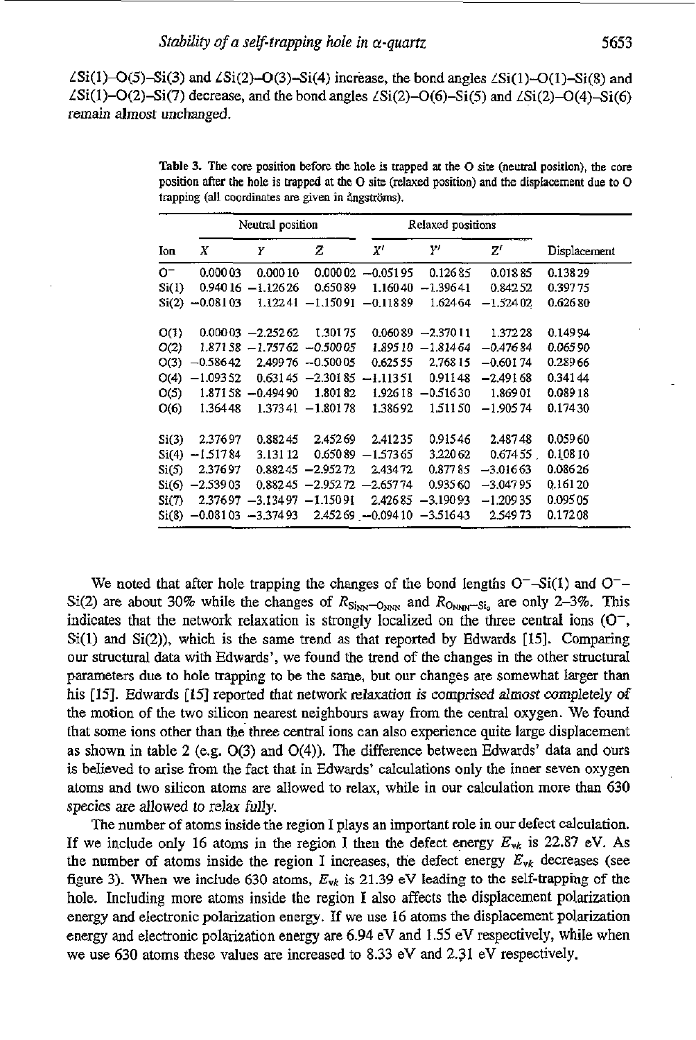∠Si(1)–O(5)–Si(3) and ∠Si(2)–O(3)–Si(4) increase, the bond angles ∠Si(1)–O(1)–Si(8) and ∠Si(1)–O(2)–Si(7) decrease, and the bond angles ∠Si(2)–O(6)–Si(5) and ∠Si(2)–O(4)–Si(6) remain almost unchanged.

**Table 3.** The core position before the hole is trapped at the O site (neutral position), the core position after the hole is trapped at the O site (relaxed position) and the displacement due to O trapping (all coordinates are given in ångströms).

| | Neutral position | | | Relaxed positions | | | |
|---|---|---|---|---|---|---|---|
| Ion | $X$ | $Y$ | $Z$ | $X'$ | $Y'$ | $Z'$ | Displacement |
| $O^-$ | 0.000 03 | 0.000 10 | 0.000 02 | −0.051 95 | 0.126 85 | 0.018 85 | 0.138 29 |
| Si(1) | 0.940 16 | −1.126 26 | 0.650 89 | 1.160 40 | −1.396 41 | 0.842 52 | 0.397 75 |
| Si(2) | −0.081 03 | 1.122 41 | −1.150 91 | −0.118 89 | 1.624 64 | −1.524 02 | 0.626 80 |
| O(1) | 0.000 03 | −2.252 62 | 1.301 75 | 0.060 89 | −2.370 11 | 1.372 28 | 0.149 94 |
| O(2) | 1.871 58 | −1.757 62 | −0.500 05 | 1.895 10 | −1.814 64 | −0.476 84 | 0.065 90 |
| O(3) | −0.586 42 | 2.499 76 | −0.500 05 | 0.625 55 | 2.768 15 | −0.601 74 | 0.289 66 |
| O(4) | −1.093 52 | 0.631 45 | −2.301 85 | −1.113 51 | 0.911 48 | −2.491 68 | 0.341 44 |
| O(5) | 1.871 58 | −0.494 90 | 1.801 82 | 1.926 18 | −0.516 30 | 1.869 01 | 0.089 18 |
| O(6) | 1.364 48 | 1.373 41 | −1.801 78 | 1.386 92 | 1.511 50 | −1.905 74 | 0.174 30 |
| Si(3) | 2.376 97 | 0.882 45 | 2.452 69 | 2.412 35 | 0.915 46 | 2.487 48 | 0.059 60 |
| Si(4) | −1.517 84 | 3.131 12 | 0.650 89 | −1.573 65 | 3.220 62 | 0.674 55 | 0.108 10 |
| Si(5) | 2.376 97 | 0.882 45 | −2.952 72 | 2.434 72 | 0.877 85 | −3.016 63 | 0.086 26 |
| Si(6) | −2.539 03 | 0.882 45 | −2.952 72 | −2.657 74 | 0.935 60 | −3.047 95 | 0.161 20 |
| Si(7) | 2.376 97 | −3.134 97 | −1.150 91 | 2.426 85 | −3.190 93 | −1.209 35 | 0.095 05 |
| Si(8) | −0.081 03 | −3.374 93 | 2.452 69 | −0.094 10 | −3.516 43 | 2.549 73 | 0.172 08 |

We noted that after hole trapping the changes of the bond lengths $O^-$–Si(1) and $O^-$–Si(2) are about 30% while the changes of $R_{Si_{NN}-O_{NNN}}$ and $R_{O_{NNN}-Si_o}$ are only 2–3%. This indicates that the network relaxation is strongly localized on the three central ions ($O^-$, Si(1) and Si(2)), which is the same trend as that reported by Edwards [15]. Comparing our structural data with Edwards', we found the trend of the changes in the other structural parameters due to hole trapping to be the same, but our changes are somewhat larger than his [15]. Edwards [15] reported that network *relaxation is comprised almost completely of* the motion of the two silicon nearest neighbours away from the central oxygen. We found that some ions other than the three central ions can also experience quite large displacement as shown in table 2 (e.g. O(3) and O(4)). The difference between Edwards' data and ours is believed to arise from the fact that in Edwards' calculations only the inner seven oxygen atoms and two silicon atoms are allowed to relax, while in our calculation more than 630 species are allowed to relax fully.

The number of atoms inside the region I plays an important role in our defect calculation. If we include only 16 atoms in the region I then the defect energy $E_{vk}$ is 22.87 eV. As the number of atoms inside the region I increases, the defect energy $E_{vk}$ decreases (see figure 3). When we include 630 atoms, $E_{vk}$ is 21.39 eV leading to the self-trapping of the hole. Including more atoms inside the region I also affects the displacement polarization energy and electronic polarization energy. If we use 16 atoms the displacement polarization energy and electronic polarization energy are 6.94 eV and 1.55 eV respectively, while when we use 630 atoms these values are increased to 8.33 eV and 2.31 eV respectively.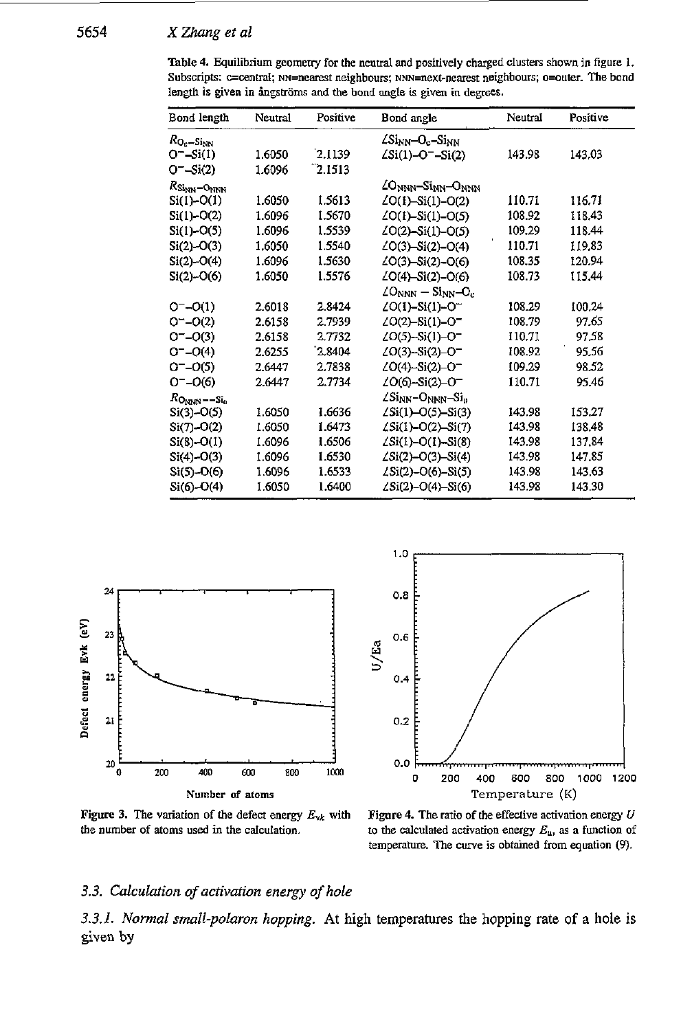**Table 4.** Equilibrium geometry for the neutral and positively charged clusters shown in figure 1. Subscripts: c=central; NN=nearest neighbours; NNN=next-nearest neighbours; o=outer. The bond length is given in ångströms and the bond angle is given in degrees.

| Bond length | Neutral | Positive | Bond angle | Neutral | Positive |
|---|---|---|---|---|---|
| $R_{O_c-Si_{NN}}$ | | | $\angle Si_{NN}-O_c-Si_{NN}$ | | |
| $O^-$–Si(1) | 1.6050 | 2.1139 | $\angle$Si(1)–$O^-$–Si(2) | 143.98 | 143.03 |
| $O^-$–Si(2) | 1.6096 | 2.1513 | | | |
| $R_{Si_{NN}-O_{NNN}}$ | | | $\angle O_{NNN}-Si_{NN}-O_{NNN}$ | | |
| Si(1)–O(1) | 1.6050 | 1.5613 | $\angle$O(1)–Si(1)–O(2) | 110.71 | 116.71 |
| Si(1)–O(2) | 1.6096 | 1.5670 | $\angle$O(1)–Si(1)–O(5) | 108.92 | 118.43 |
| Si(1)–O(5) | 1.6096 | 1.5539 | $\angle$O(2)–Si(1)–O(5) | 109.29 | 118.44 |
| Si(2)–O(3) | 1.6050 | 1.5540 | $\angle$O(3)–Si(2)–O(4) | 110.71 | 119.83 |
| Si(2)–O(4) | 1.6096 | 1.5630 | $\angle$O(3)–Si(2)–O(6) | 108.35 | 120.94 |
| Si(2)–O(6) | 1.6050 | 1.5576 | $\angle$O(4)–Si(2)–O(6) | 108.73 | 115.44 |
| | | | $\angle O_{NNN}-Si_{NN}-O_c$ | | |
| $O^-$–O(1) | 2.6018 | 2.8424 | $\angle$O(1)–Si(1)–$O^-$ | 108.29 | 100.24 |
| $O^-$–O(2) | 2.6158 | 2.7939 | $\angle$O(2)–Si(1)–$O^-$ | 108.79 | 97.65 |
| $O^-$–O(3) | 2.6158 | 2.7732 | $\angle$O(5)–Si(1)–$O^-$ | 110.71 | 97.58 |
| $O^-$–O(4) | 2.6255 | 2.8404 | $\angle$O(3)–Si(2)–$O^-$ | 108.92 | 95.56 |
| $O^-$–O(5) | 2.6447 | 2.7838 | $\angle$O(4)–Si(2)–$O^-$ | 109.29 | 98.52 |
| $O^-$–O(6) | 2.6447 | 2.7734 | $\angle$O(6)–Si(2)–$O^-$ | 110.71 | 95.46 |
| $R_{O_{NNN}-Si_o}$ | | | $\angle Si_{NN}-O_{NNN}-Si_o$ | | |
| Si(3)–O(5) | 1.6050 | 1.6636 | $\angle$Si(1)–O(5)–Si(3) | 143.98 | 153.27 |
| Si(7)–O(2) | 1.6050 | 1.6473 | $\angle$Si(1)–O(2)–Si(7) | 143.98 | 138.48 |
| Si(8)–O(1) | 1.6096 | 1.6506 | $\angle$Si(1)–O(1)–Si(8) | 143.98 | 137.84 |
| Si(4)–O(3) | 1.6096 | 1.6530 | $\angle$Si(2)–O(3)–Si(4) | 143.98 | 147.85 |
| Si(5)–O(6) | 1.6096 | 1.6533 | $\angle$Si(2)–O(6)–Si(5) | 143.98 | 143.63 |
| Si(6)–O(4) | 1.6050 | 1.6400 | $\angle$Si(2)–O(4)–Si(6) | 143.98 | 143.30 |

**Figure 3.** The variation of the defect energy $E_{vk}$ with the number of atoms used in the calculation.

**Figure 4.** The ratio of the effective activation energy $U$ to the calculated activation energy $E_a$, as a function of temperature. The curve is obtained from equation (9).

### 3.3. Calculation of activation energy of hole

*3.3.1. Normal small-polaron hopping.* At high temperatures the hopping rate of a hole is given by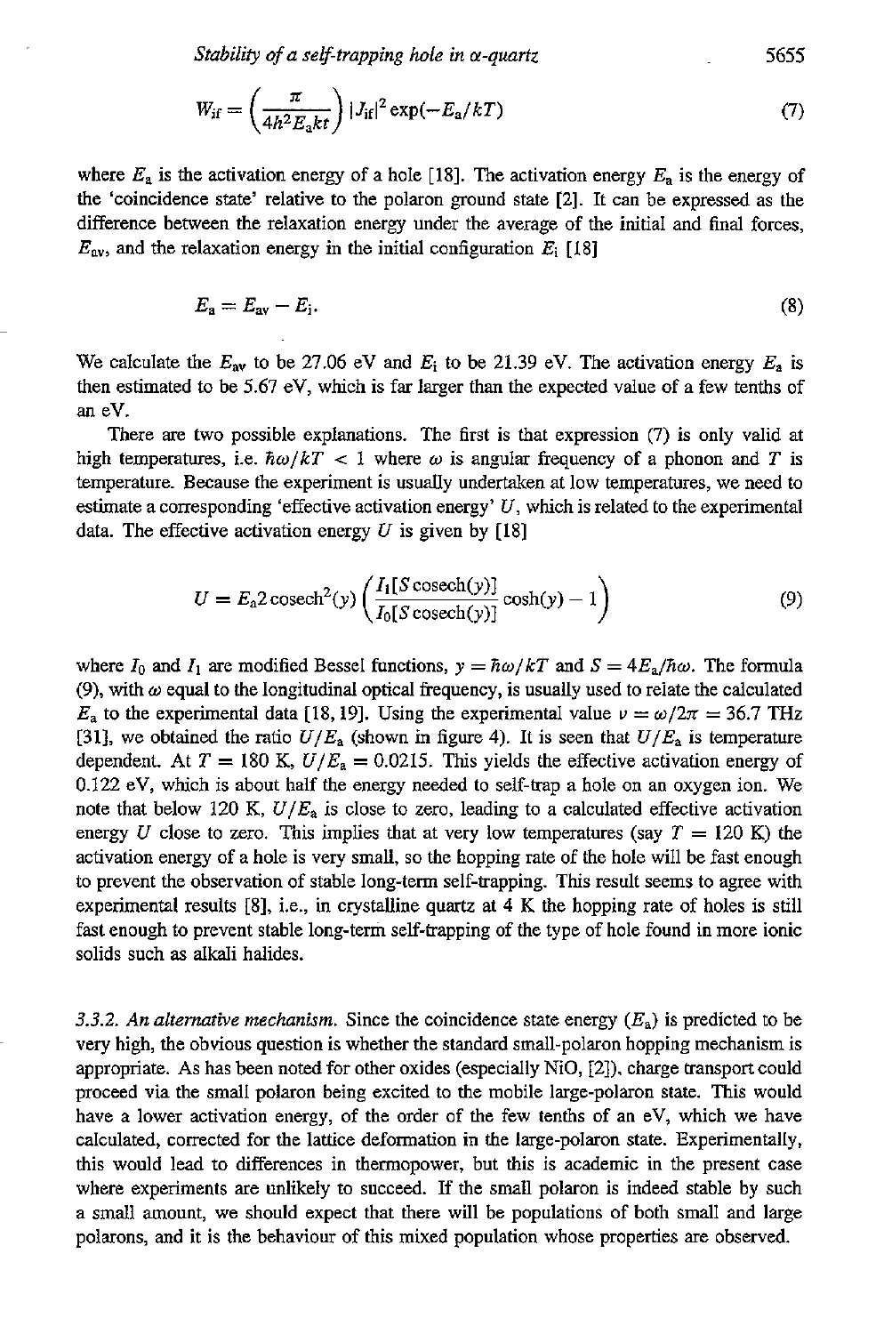$$W_{if} = \left(\frac{\pi}{4h^2 E_a kt}\right) |J_{if}|^2 \exp(-E_a/kT) \tag{7}$$

where $E_a$ is the activation energy of a hole [18]. The activation energy $E_a$ is the energy of the 'coincidence state' relative to the polaron ground state [2]. It can be expressed as the difference between the relaxation energy under the average of the initial and final forces, $E_{av}$, and the relaxation energy in the initial configuration $E_i$ [18]

$$E_a = E_{av} - E_i. \tag{8}$$

We calculate the $E_{av}$ to be 27.06 eV and $E_i$ to be 21.39 eV. The activation energy $E_a$ is then estimated to be 5.67 eV, which is far larger than the expected value of a few tenths of an eV.

There are two possible explanations. The first is that expression (7) is only valid at high temperatures, i.e. $\hbar\omega/kT < 1$ where $\omega$ is angular frequency of a phonon and $T$ is temperature. Because the experiment is usually undertaken at low temperatures, we need to estimate a corresponding 'effective activation energy' $U$, which is related to the experimental data. The effective activation energy $U$ is given by [18]

$$U = E_a 2 \operatorname{cosech}^2(y) \left(\frac{I_1[S \operatorname{cosech}(y)]}{I_0[S \operatorname{cosech}(y)]} \cosh(y) - 1\right) \tag{9}$$

where $I_0$ and $I_1$ are modified Bessel functions, $y = \hbar\omega/kT$ and $S = 4E_a/\hbar\omega$. The formula (9), with $\omega$ equal to the longitudinal optical frequency, is usually used to relate the calculated $E_a$ to the experimental data [18, 19]. Using the experimental value $\nu = \omega/2\pi = 36.7$ THz [31], we obtained the ratio $U/E_a$ (shown in figure 4). It is seen that $U/E_a$ is temperature dependent. At $T = 180$ K, $U/E_a = 0.0215$. This yields the effective activation energy of 0.122 eV, which is about half the energy needed to self-trap a hole on an oxygen ion. We note that below 120 K, $U/E_a$ is close to zero, leading to a calculated effective activation energy $U$ close to zero. This implies that at very low temperatures (say $T = 120$ K) the activation energy of a hole is very small, so the hopping rate of the hole will be fast enough to prevent the observation of stable long-term self-trapping. This result seems to agree with experimental results [8], i.e., in crystalline quartz at 4 K the hopping rate of holes is still fast enough to prevent stable long-term self-trapping of the type of hole found in more ionic solids such as alkali halides.

*3.3.2. An alternative mechanism.* Since the coincidence state energy ($E_a$) is predicted to be very high, the obvious question is whether the standard small-polaron hopping mechanism is appropriate. As has been noted for other oxides (especially NiO, [2]), charge transport could proceed via the small polaron being excited to the mobile large-polaron state. This would have a lower activation energy, of the order of the few tenths of an eV, which we have calculated, corrected for the lattice deformation in the large-polaron state. Experimentally, this would lead to differences in thermopower, but this is academic in the present case where experiments are unlikely to succeed. If the small polaron is indeed stable by such a small amount, we should expect that there will be populations of both small and large polarons, and it is the behaviour of this mixed population whose properties are observed.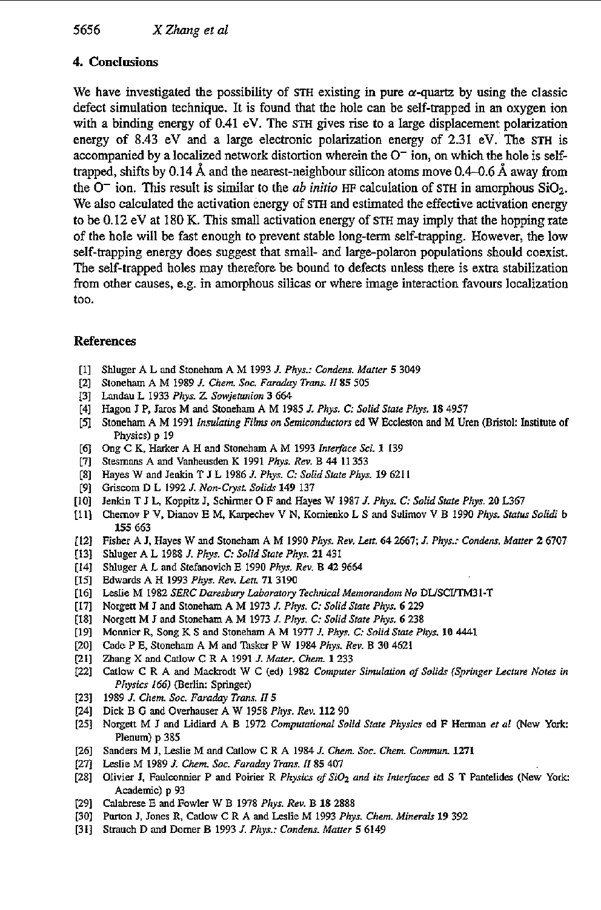## 4. Conclusions

We have investigated the possibility of STH existing in pure $\alpha$-quartz by using the classic defect simulation technique. It is found that the hole can be self-trapped in an oxygen ion with a binding energy of 0.41 eV. The STH gives rise to a large displacement polarization energy of 8.43 eV and a large electronic polarization energy of 2.31 eV. The STH is accompanied by a localized network distortion wherein the $O^-$ ion, on which the hole is self-trapped, shifts by 0.14 Å and the nearest-neighbour silicon atoms move 0.4–0.6 Å away from the $O^-$ ion. This result is similar to the *ab initio* HF calculation of STH in amorphous $SiO_2$. We also calculated the activation energy of STH and estimated the effective activation energy to be 0.12 eV at 180 K. This small activation energy of STH may imply that the hopping rate of the hole will be fast enough to prevent stable long-term self-trapping. However, the low self-trapping energy does suggest that small- and large-polaron populations should coexist. The self-trapped holes may therefore be bound to defects unless there is extra stabilization from other causes, e.g. in amorphous silicas or where image interaction favours localization too.

## References

[1] Shluger A L and Stoneham A M 1993 *J. Phys.: Condens. Matter* **5** 3049

[2] Stoneham A M 1989 *J. Chem. Soc. Faraday Trans. II* **85** 505

[3] Landau L 1933 *Phys. Z. Sowjetunion* **3** 664

[4] Hagon J P, Jaros M and Stoneham A M 1985 *J. Phys. C: Solid State Phys.* **18** 4957

[5] Stoneham A M 1991 *Insulating Films on Semiconductors* ed W Eccleston and M Uren (Bristol: Institute of Physics) p 19

[6] Ong C K, Harker A H and Stoneham A M 1993 *Interface Sci.* **1** 139

[7] Stesmans A and Vanheusden K 1991 *Phys. Rev.* B **44** 11 353

[8] Hayes W and Jenkin T J L 1986 *J. Phys. C: Solid State Phys.* **19** 6211

[9] Griscom D L 1992 *J. Non-Cryst. Solids* **149** 137

[10] Jenkin T J L, Koppitz J, Schirmer O F and Hayes W 1987 *J. Phys. C: Solid State Phys.* **20** L367

[11] Chernov P V, Dianov E M, Karpechev V N, Kornienko L S and Sulimov V B 1990 *Phys. Status Solidi* b **155** 663

[12] Fisher A J, Hayes W and Stoneham A M 1990 *Phys. Rev. Lett.* **64** 2667; *J. Phys.: Condens. Matter* **2** 6707

[13] Shluger A L 1988 *J. Phys. C: Solid State Phys.* **21** 431

[14] Shluger A L and Stefanovich E 1990 *Phys. Rev.* B **42** 9664

[15] Edwards A H 1993 *Phys. Rev. Lett.* **71** 3190

[16] Leslie M 1982 *SERC Daresbury Laboratory Technical Memorandum No* DL/SCI/TM31-T

[17] Norgett M J and Stoneham A M 1973 *J. Phys. C: Solid State Phys.* **6** 229

[18] Norgett M J and Stoneham A M 1973 *J. Phys. C: Solid State Phys.* **6** 238

[19] Monnier R, Song K S and Stoneham A M 1977 *J. Phys. C: Solid State Phys.* **10** 4441

[20] Cade P E, Stoneham A M and Tasker P W 1984 *Phys. Rev.* B **30** 4621

[21] Zhang X and Catlow C R A 1991 *J. Mater. Chem.* **1** 233

[22] Catlow C R A and Mackrodt W C (ed) 1982 *Computer Simulation of Solids (Springer Lecture Notes in Physics 166)* (Berlin: Springer)

[23] 1989 *J. Chem. Soc. Faraday Trans. II* **5**

[24] Dick B G and Overhauser A W 1958 *Phys. Rev.* **112** 90

[25] Norgett M J and Lidiard A B 1972 *Computational Solid State Physics* ed F Herman *et al* (New York: Plenum) p 385

[26] Sanders M J, Leslie M and Catlow C R A 1984 *J. Chem. Soc. Chem. Commun.* **1271**

[27] Leslie M 1989 *J. Chem. Soc. Faraday Trans. II* **85** 407

[28] Olivier J, Faulconnier P and Poirier R *Physics of $SiO_2$ and its Interfaces* ed S T Pantelides (New York: Academic) p 93

[29] Calabrese E and Fowler W B 1978 *Phys. Rev.* B **18** 2888

[30] Purton J, Jones R, Catlow C R A and Leslie M 1993 *Phys. Chem. Minerals* **19** 392

[31] Strauch D and Dorner B 1993 *J. Phys.: Condens. Matter* **5** 6149